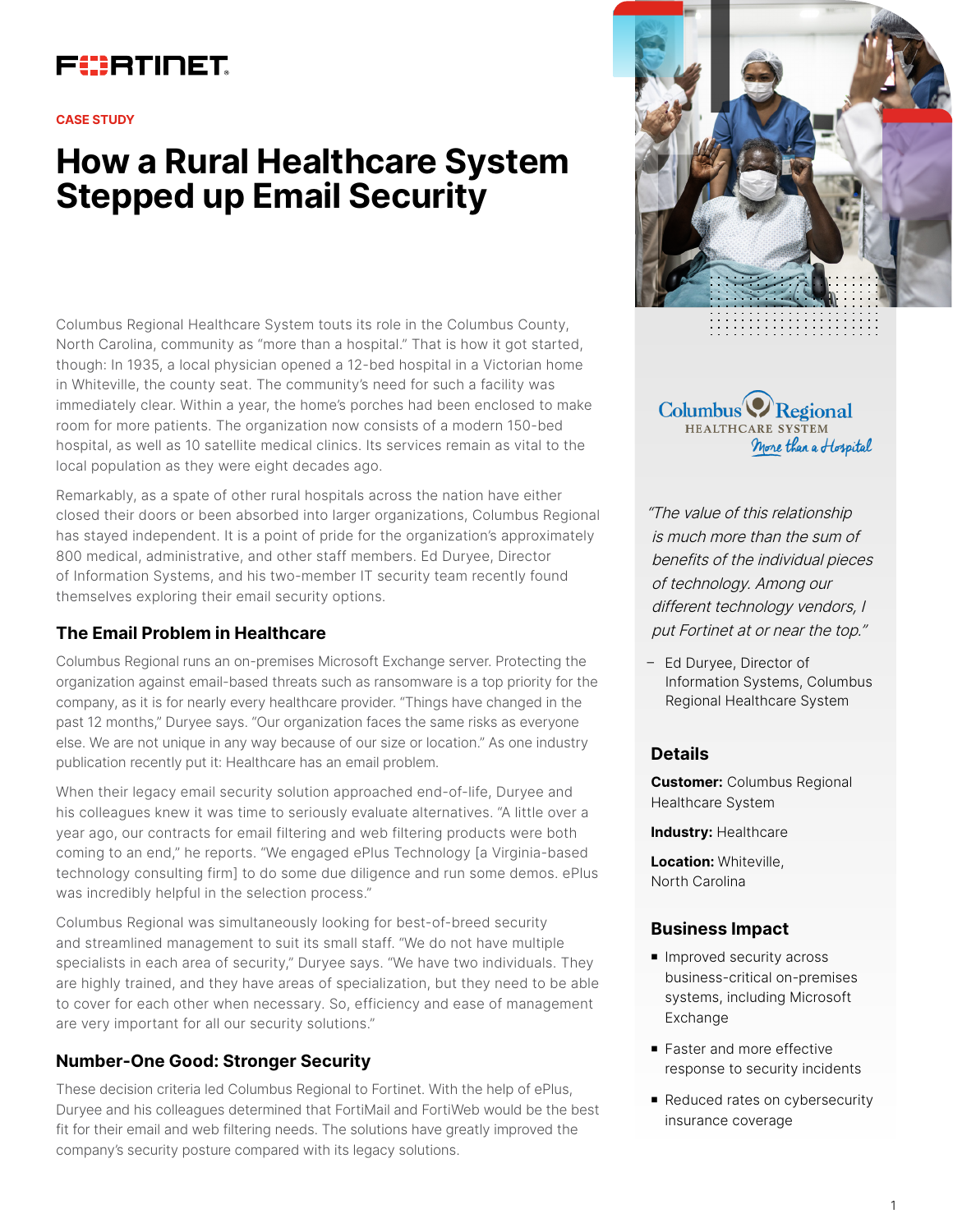FORTINET

CASE STUDY

# How a Rural Healthcare System Stepped up Email Security

Columbus Regional Healthcare System touts its role in the Columbus County, North Carolina, community as "more than a hospital." That is how it got started, though: In 1935, a local physician opened a 12-bed hospital in a Victorian home in Whiteville, the county seat. The community's need for such a facility was immediately clear. Within a year, the home's porches had been enclosed to make room for more patients. The organization now consists of a modern 150-bed hospital, as well as 10 satellite medical clinics. Its services remain as vital to the local population as they were eight decades ago.

Remarkably, as a spate of other rural hospitals across the nation have either closed their doors or been absorbed into larger organizations, Columbus Regional has stayed independent. It is a point of pride for the organization's approximately 800 medical, administrative, and other staff members. Ed Duryee, Director of Information Systems, and his two-member IT security team recently found themselves exploring their email security options.

## The Email Problem in Healthcare

Columbus Regional runs an on-premises Microsoft Exchange server. Protecting the organization against email-based threats such as ransomware is a top priority for the company, as it is for nearly every healthcare provider. "Things have changed in the past 12 months," Duryee says. "Our organization faces the same risks as everyone else. We are not unique in any way because of our size or location." As one industry publication recently put it: Healthcare has an email problem.

When their legacy email security solution approached end-of-life, Duryee and his colleagues knew it was time to seriously evaluate alternatives. "A little over a year ago, our contracts for email filtering and web filtering products were both coming to an end," he reports. "We engaged ePlus Technology [a Virginia-based technology consulting firm] to do some due diligence and run some demos. ePlus was incredibly helpful in the selection process."

Columbus Regional was simultaneously looking for best-of-breed security and streamlined management to suit its small staff. "We do not have multiple specialists in each area of security," Duryee says. "We have two individuals. They are highly trained, and they have areas of specialization, but they need to be able to cover for each other when necessary. So, efficiency and ease of management are very important for all our security solutions."

## Number-One Good: Stronger Security

These decision criteria led Columbus Regional to Fortinet. With the help of ePlus, Duryee and his colleagues determined that FortiMail and FortiWeb would be the best fit for their email and web filtering needs. The solutions have greatly improved the company's security posture compared with its legacy solutions.

Columbus Regional HEALTHCARE SYSTEM *More than a Hospital*

*"The value of this relationship is much more than the sum of benefits of the individual pieces of technology. Among our different technology vendors, I put Fortinet at or near the top."*

– Ed Duryee, Director of Information Systems, Columbus Regional Healthcare System

## Details

**Customer:** Columbus Regional Healthcare System

**Industry:** Healthcare

**Location:** Whiteville, North Carolina

## Business Impact

- Improved security across business-critical on-premises systems, including Microsoft Exchange
- Faster and more effective response to security incidents
- Reduced rates on cybersecurity insurance coverage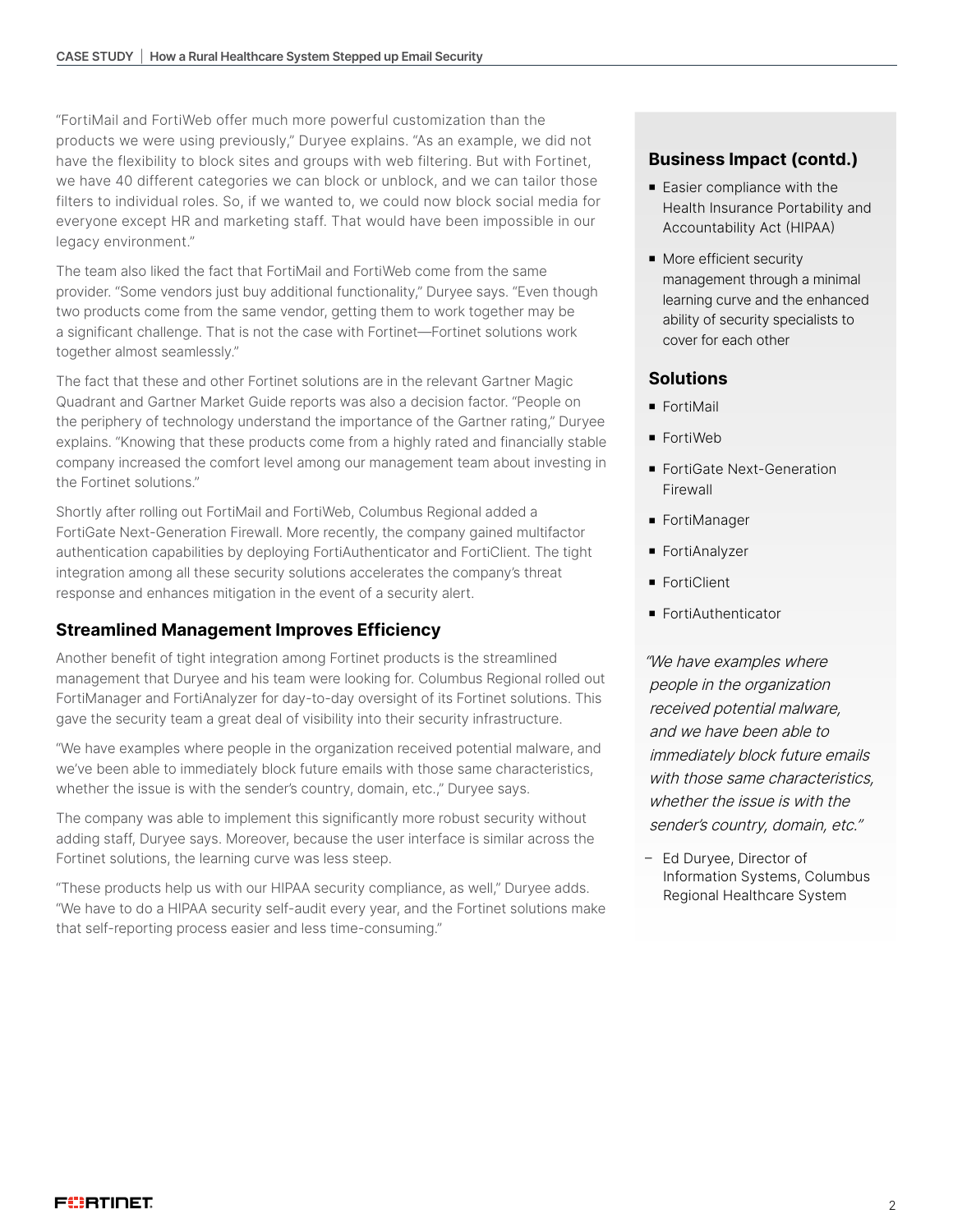"FortiMail and FortiWeb offer much more powerful customization than the products we were using previously," Duryee explains. "As an example, we did not have the flexibility to block sites and groups with web filtering. But with Fortinet, we have 40 different categories we can block or unblock, and we can tailor those filters to individual roles. So, if we wanted to, we could now block social media for everyone except HR and marketing staff. That would have been impossible in our legacy environment."

The team also liked the fact that FortiMail and FortiWeb come from the same provider. "Some vendors just buy additional functionality," Duryee says. "Even though two products come from the same vendor, getting them to work together may be a significant challenge. That is not the case with Fortinet—Fortinet solutions work together almost seamlessly."

The fact that these and other Fortinet solutions are in the relevant Gartner Magic Quadrant and Gartner Market Guide reports was also a decision factor. "People on the periphery of technology understand the importance of the Gartner rating," Duryee explains. "Knowing that these products come from a highly rated and financially stable company increased the comfort level among our management team about investing in the Fortinet solutions."

Shortly after rolling out FortiMail and FortiWeb, Columbus Regional added a FortiGate Next-Generation Firewall. More recently, the company gained multifactor authentication capabilities by deploying FortiAuthenticator and FortiClient. The tight integration among all these security solutions accelerates the company's threat response and enhances mitigation in the event of a security alert.

## Streamlined Management Improves Efficiency

Another benefit of tight integration among Fortinet products is the streamlined management that Duryee and his team were looking for. Columbus Regional rolled out FortiManager and FortiAnalyzer for day-to-day oversight of its Fortinet solutions. This gave the security team a great deal of visibility into their security infrastructure.

"We have examples where people in the organization received potential malware, and we've been able to immediately block future emails with those same characteristics, whether the issue is with the sender's country, domain, etc.," Duryee says.

The company was able to implement this significantly more robust security without adding staff, Duryee says. Moreover, because the user interface is similar across the Fortinet solutions, the learning curve was less steep.

"These products help us with our HIPAA security compliance, as well," Duryee adds. "We have to do a HIPAA security self-audit every year, and the Fortinet solutions make that self-reporting process easier and less time-consuming."

### Business Impact (contd.)

- Easier compliance with the Health Insurance Portability and Accountability Act (HIPAA)
- More efficient security management through a minimal learning curve and the enhanced ability of security specialists to cover for each other

### Solutions

- FortiMail
- FortiWeb
- FortiGate Next-Generation Firewall
- FortiManager
- FortiAnalyzer
- FortiClient
- FortiAuthenticator

*"We have examples where people in the organization received potential malware, and we have been able to immediately block future emails with those same characteristics, whether the issue is with the sender's country, domain, etc."*

– Ed Duryee, Director of Information Systems, Columbus Regional Healthcare System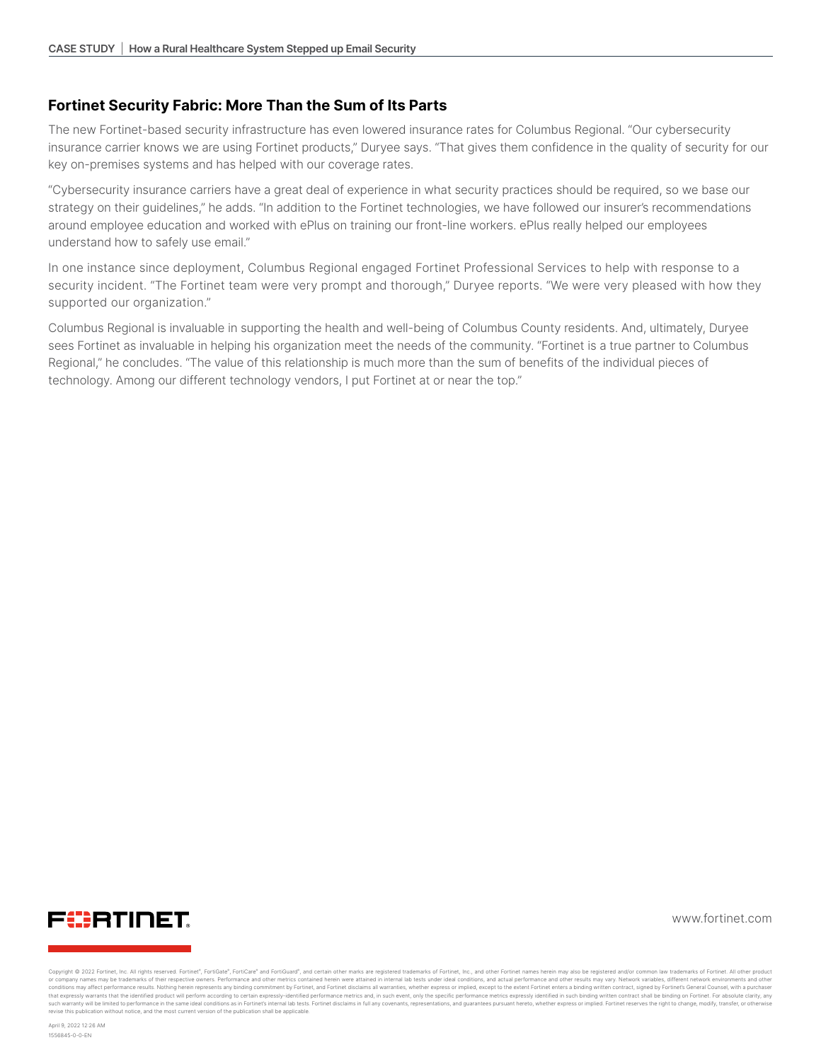## Fortinet Security Fabric: More Than the Sum of Its Parts

The new Fortinet-based security infrastructure has even lowered insurance rates for Columbus Regional. "Our cybersecurity insurance carrier knows we are using Fortinet products," Duryee says. "That gives them confidence in the quality of security for our key on-premises systems and has helped with our coverage rates.

"Cybersecurity insurance carriers have a great deal of experience in what security practices should be required, so we base our strategy on their guidelines," he adds. "In addition to the Fortinet technologies, we have followed our insurer's recommendations around employee education and worked with ePlus on training our front-line workers. ePlus really helped our employees understand how to safely use email."

In one instance since deployment, Columbus Regional engaged Fortinet Professional Services to help with response to a security incident. "The Fortinet team were very prompt and thorough," Duryee reports. "We were very pleased with how they supported our organization."

Columbus Regional is invaluable in supporting the health and well-being of Columbus County residents. And, ultimately, Duryee sees Fortinet as invaluable in helping his organization meet the needs of the community. "Fortinet is a true partner to Columbus Regional," he concludes. "The value of this relationship is much more than the sum of benefits of the individual pieces of technology. Among our different technology vendors, I put Fortinet at or near the top."

www.fortinet.com

Copyright © 2022 Fortinet, Inc. All rights reserved. Fortinet®, FortiGate®, FortiCare® and FortiGuard®, and certain other marks are registered trademarks of Fortinet, Inc., and other Fortinet names herein may also be registered and/or common law trademarks of Fortinet. All other product or company names may be trademarks of their respective owners. Performance and other metrics contained herein were attained in internal lab tests under ideal conditions, and actual performance and other results may vary. Network variables, different network environments and other conditions may affect performance results. Nothing herein represents any binding commitment by Fortinet, and Fortinet disclaims all warranties, whether express or implied, except to the extent Fortinet enters a binding written contract, signed by Fortinet's General Counsel, with a purchaser that expressly warrants that the identified product will perform according to certain expressly-identified performance metrics and, in such event, only the specific performance metrics expressly identified in such binding written contract shall be binding on Fortinet. For absolute clarity, any such warranty will be limited to performance in the same ideal conditions as in Fortinet's internal lab tests. Fortinet disclaims in full any covenants, representations, and guarantees pursuant hereto, whether express or implied. Fortinet reserves the right to change, modify, transfer, or otherwise revise this publication without notice, and the most current version of the publication shall be applicable.

April 9, 2022 12:26 AM
1556845-0-0-EN